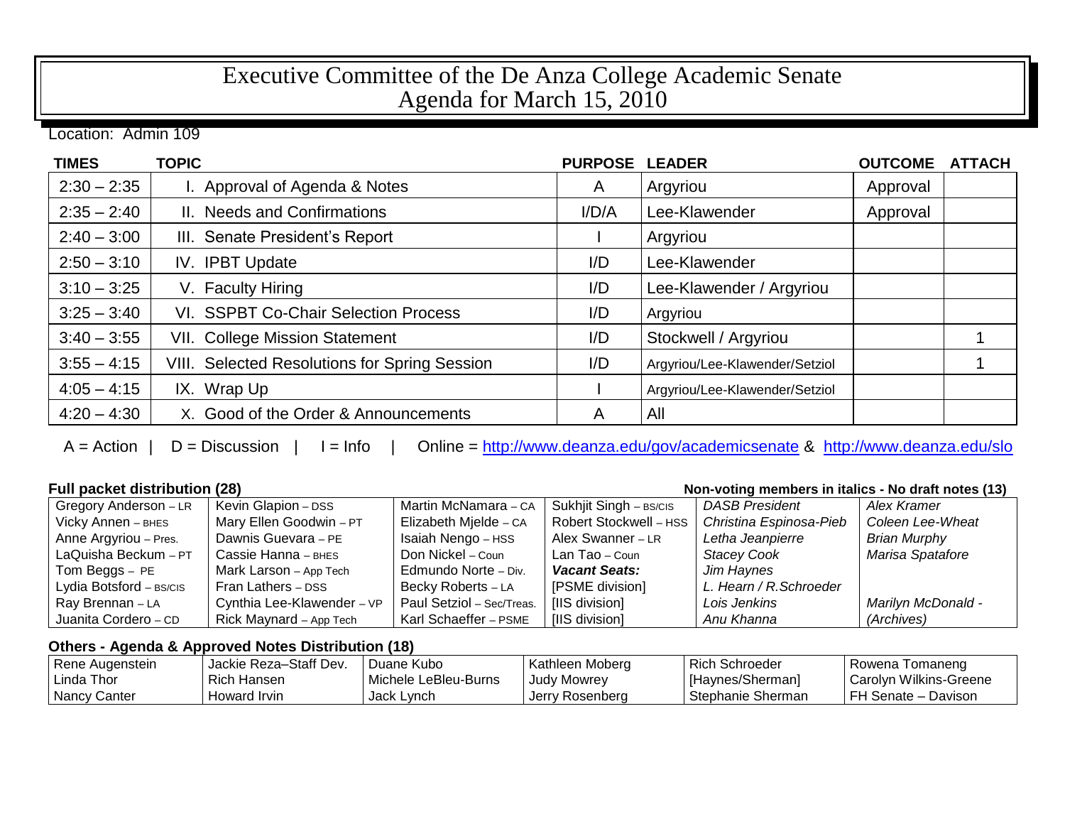# Executive Committee of the De Anza College Academic Senate
## Agenda for March 15, 2010

Location: Admin 109

| TIMES | TOPIC | PURPOSE | LEADER | OUTCOME | ATTACH |
|---|---|---|---|---|---|
| 2:30 – 2:35 | I. Approval of Agenda & Notes | A | Argyriou | Approval | |
| 2:35 – 2:40 | II. Needs and Confirmations | I/D/A | Lee-Klawender | Approval | |
| 2:40 – 3:00 | III. Senate President's Report | I | Argyriou | | |
| 2:50 – 3:10 | IV. IPBT Update | I/D | Lee-Klawender | | |
| 3:10 – 3:25 | V. Faculty Hiring | I/D | Lee-Klawender / Argyriou | | |
| 3:25 – 3:40 | VI. SSPBT Co-Chair Selection Process | I/D | Argyriou | | |
| 3:40 – 3:55 | VII. College Mission Statement | I/D | Stockwell / Argyriou | | 1 |
| 3:55 – 4:15 | VIII. Selected Resolutions for Spring Session | I/D | Argyriou/Lee-Klawender/Setziol | | 1 |
| 4:05 – 4:15 | IX. Wrap Up | I | Argyriou/Lee-Klawender/Setziol | | |
| 4:20 – 4:30 | X. Good of the Order & Announcements | A | All | | |

A = Action | D = Discussion | I = Info | Online = http://www.deanza.edu/gov/academicsenate & http://www.deanza.edu/slo

**Full packet distribution (28)** — **Non-voting members in italics - No draft notes (13)**

| | | | | | |
|---|---|---|---|---|---|
| Gregory Anderson – LR | Kevin Glapion – DSS | Martin McNamara – CA | Sukhjit Singh – BS/CIS | *DASB President* | *Alex Kramer* |
| Vicky Annen – BHES | Mary Ellen Goodwin – PT | Elizabeth Mjelde – CA | Robert Stockwell – HSS | *Christina Espinosa-Pieb* | *Coleen Lee-Wheat* |
| Anne Argyriou – Pres. | Dawnis Guevara – PE | Isaiah Nengo – HSS | Alex Swanner – LR | *Letha Jeanpierre* | *Brian Murphy* |
| LaQuisha Beckum – PT | Cassie Hanna – BHES | Don Nickel – Coun | Lan Tao – Coun | *Stacey Cook* | *Marisa Spatafore* |
| Tom Beggs – PE | Mark Larson – App Tech | Edmundo Norte – Div. | ***Vacant Seats:*** | *Jim Haynes* | |
| Lydia Botsford – BS/CIS | Fran Lathers – DSS | Becky Roberts – LA | [PSME division] | *L. Hearn / R.Schroeder* | |
| Ray Brennan – LA | Cynthia Lee-Klawender – VP | Paul Setziol – Sec/Treas. | [IIS division] | *Lois Jenkins* | *Marilyn McDonald -* |
| Juanita Cordero – CD | Rick Maynard – App Tech | Karl Schaeffer – PSME | [IIS division] | *Anu Khanna* | *(Archives)* |

**Others - Agenda & Approved Notes Distribution (18)**

| | | | | | |
|---|---|---|---|---|---|
| Rene Augenstein | Jackie Reza–Staff Dev. | Duane Kubo | Kathleen Moberg | Rich Schroeder | Rowena Tomaneng |
| Linda Thor | Rich Hansen | Michele LeBleu-Burns | Judy Mowrey | [Haynes/Sherman] | Carolyn Wilkins-Greene |
| Nancy Canter | Howard Irvin | Jack Lynch | Jerry Rosenberg | Stephanie Sherman | FH Senate – Davison |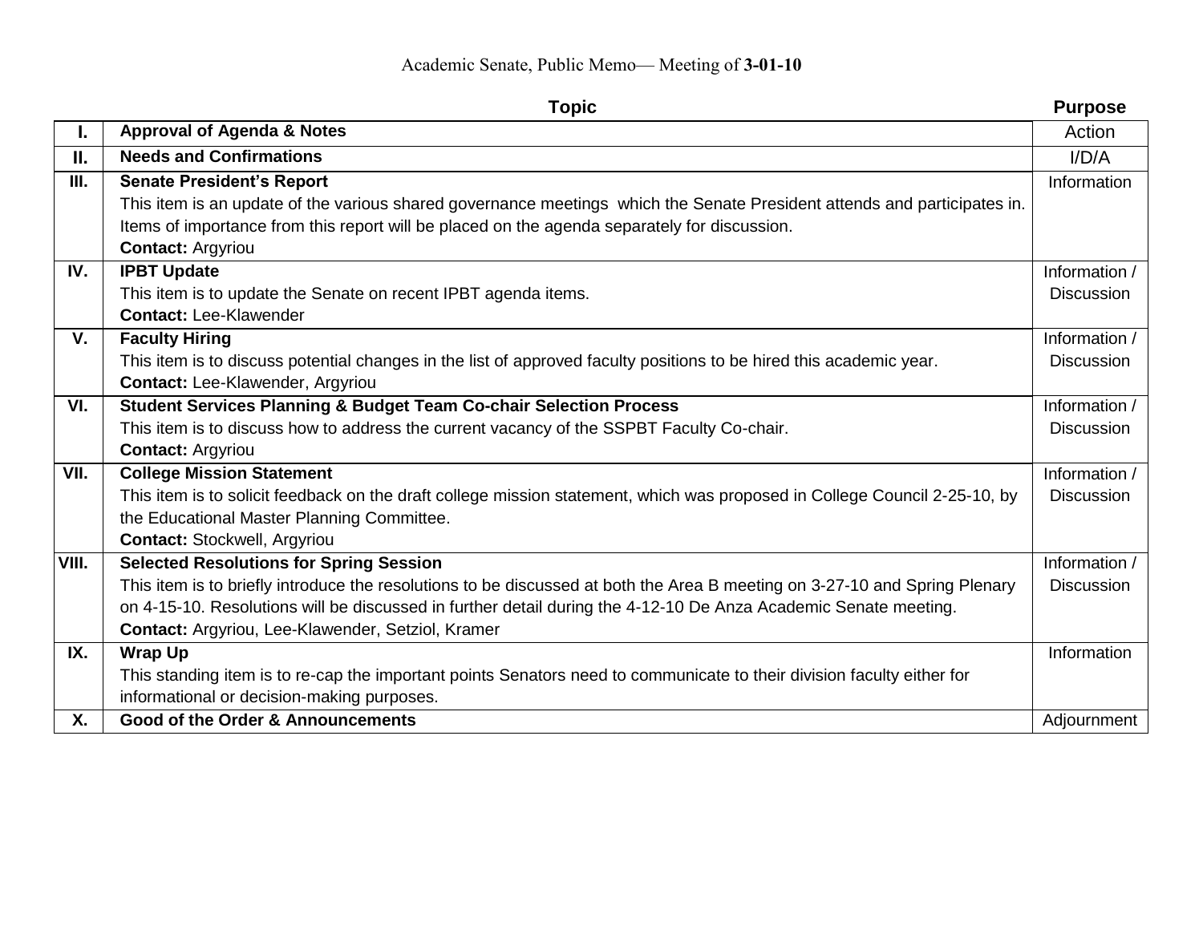Academic Senate, Public Memo— Meeting of **3-01-10**

| | Topic | Purpose |
|---|---|---|
| **I.** | **Approval of Agenda & Notes** | Action |
| **II.** | **Needs and Confirmations** | I/D/A |
| **III.** | **Senate President's Report**<br>This item is an update of the various shared governance meetings which the Senate President attends and participates in. Items of importance from this report will be placed on the agenda separately for discussion.<br>**Contact:** Argyriou | Information |
| **IV.** | **IPBT Update**<br>This item is to update the Senate on recent IPBT agenda items.<br>**Contact:** Lee-Klawender | Information / Discussion |
| **V.** | **Faculty Hiring**<br>This item is to discuss potential changes in the list of approved faculty positions to be hired this academic year.<br>**Contact:** Lee-Klawender, Argyriou | Information / Discussion |
| **VI.** | **Student Services Planning & Budget Team Co-chair Selection Process**<br>This item is to discuss how to address the current vacancy of the SSPBT Faculty Co-chair.<br>**Contact:** Argyriou | Information / Discussion |
| **VII.** | **College Mission Statement**<br>This item is to solicit feedback on the draft college mission statement, which was proposed in College Council 2-25-10, by the Educational Master Planning Committee.<br>**Contact:** Stockwell, Argyriou | Information / Discussion |
| **VIII.** | **Selected Resolutions for Spring Session**<br>This item is to briefly introduce the resolutions to be discussed at both the Area B meeting on 3-27-10 and Spring Plenary on 4-15-10. Resolutions will be discussed in further detail during the 4-12-10 De Anza Academic Senate meeting.<br>**Contact:** Argyriou, Lee-Klawender, Setziol, Kramer | Information / Discussion |
| **IX.** | **Wrap Up**<br>This standing item is to re-cap the important points Senators need to communicate to their division faculty either for informational or decision-making purposes. | Information |
| **X.** | **Good of the Order & Announcements** | Adjournment |